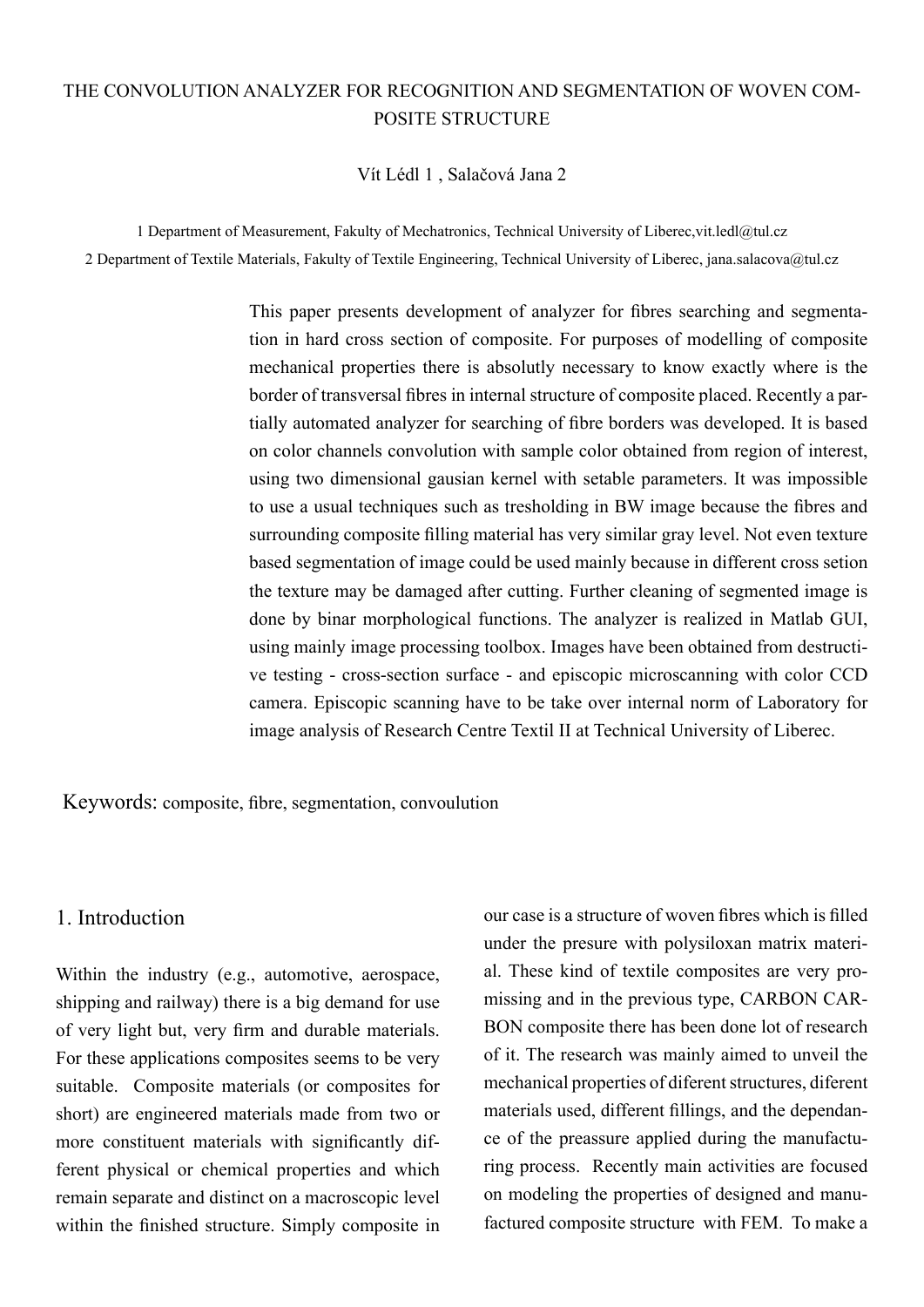# THE CONVOLUTION ANALYZER FOR RECOGNITION AND SEGMENTATION OF WOVEN COMPOSITE STRUCTURE

Vít Lédl 1 , Salačová Jana 2

1 Department of Measurement, Fakulty of Mechatronics, Technical University of Liberec,vit.ledl@tul.cz

2 Department of Textile Materials, Fakulty of Textile Engineering, Technical University of Liberec, jana.salacova@tul.cz

This paper presents development of analyzer for fibres searching and segmentation in hard cross section of composite. For purposes of modelling of composite mechanical properties there is absolutly necessary to know exactly where is the border of transversal fibres in internal structure of composite placed. Recently a partially automated analyzer for searching of fibre borders was developed. It is based on color channels convolution with sample color obtained from region of interest, using two dimensional gausian kernel with setable parameters. It was impossible to use a usual techniques such as tresholding in BW image because the fibres and surrounding composite filling material has very similar gray level. Not even texture based segmentation of image could be used mainly because in different cross setion the texture may be damaged after cutting. Further cleaning of segmented image is done by binar morphological functions. The analyzer is realized in Matlab GUI, using mainly image processing toolbox. Images have been obtained from destructive testing - cross-section surface - and episcopic microscanning with color CCD camera. Episcopic scanning have to be take over internal norm of Laboratory for image analysis of Research Centre Textil II at Technical University of Liberec.

Keywords: composite, fibre, segmentation, convoulution

## 1. Introduction

Within the industry (e.g., automotive, aerospace, shipping and railway) there is a big demand for use of very light but, very firm and durable materials. For these applications composites seems to be very suitable. Composite materials (or composites for short) are engineered materials made from two or more constituent materials with significantly different physical or chemical properties and which remain separate and distinct on a macroscopic level within the finished structure. Simply composite in our case is a structure of woven fibres which is filled under the presure with polysiloxan matrix material. These kind of textile composites are very promissing and in the previous type, CARBON CARBON composite there has been done lot of research of it. The research was mainly aimed to unveil the mechanical properties of diferent structures, diferent materials used, different fillings, and the dependance of the preassure applied during the manufacturing process. Recently main activities are focused on modeling the properties of designed and manufactured composite structure with FEM. To make a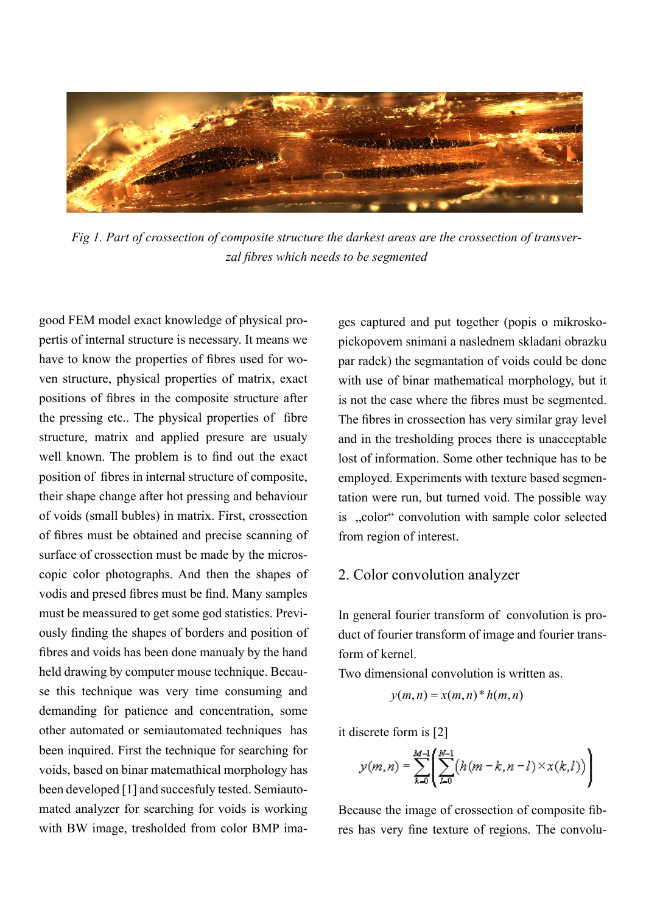*Fig 1. Part of crossection of composite structure the darkest areas are the crossection of transverzal fibres which needs to be segmented*

good FEM model exact knowledge of physical propertis of internal structure is necessary. It means we have to know the properties of fibres used for woven structure, physical properties of matrix, exact positions of fibres in the composite structure after the pressing etc.. The physical properties of fibre structure, matrix and applied presure are usualy well known. The problem is to find out the exact position of fibres in internal structure of composite, their shape change after hot pressing and behaviour of voids (small bubles) in matrix. First, crossection of fibres must be obtained and precise scanning of surface of crossection must be made by the microscopic color photographs. And then the shapes of vodis and presed fibres must be find. Many samples must be meassured to get some god statistics. Previously finding the shapes of borders and position of fibres and voids has been done manualy by the hand held drawing by computer mouse technique. Because this technique was very time consuming and demanding for patience and concentration, some other automated or semiautomated techniques has been inquired. First the technique for searching for voids, based on binar matemathical morphology has been developed [1] and succesfuly tested. Semiautomated analyzer for searching for voids is working with BW image, tresholded from color BMP images captured and put together (popis o mikroskopickopovem snimani a naslednem skladani obrazku par radek) the segmantation of voids could be done with use of binar mathematical morphology, but it is not the case where the fibres must be segmented. The fibres in crossection has very similar gray level and in the tresholding proces there is unacceptable lost of information. Some other technique has to be employed. Experiments with texture based segmentation were run, but turned void. The possible way is „color" convolution with sample color selected from region of interest.

## 2. Color convolution analyzer

In general fourier transform of convolution is product of fourier transform of image and fourier transform of kernel.

Two dimensional convolution is written as.

$$y(m,n) = x(m,n) * h(m,n)$$

it discrete form is [2]

$$y(m,n) = \sum_{k=0}^{M-1}\left(\sum_{l=0}^{N-1}\left(h(m-k,n-l)\times x(k,l)\right)\right)$$

Because the image of crossection of composite fibres has very fine texture of regions. The convolu-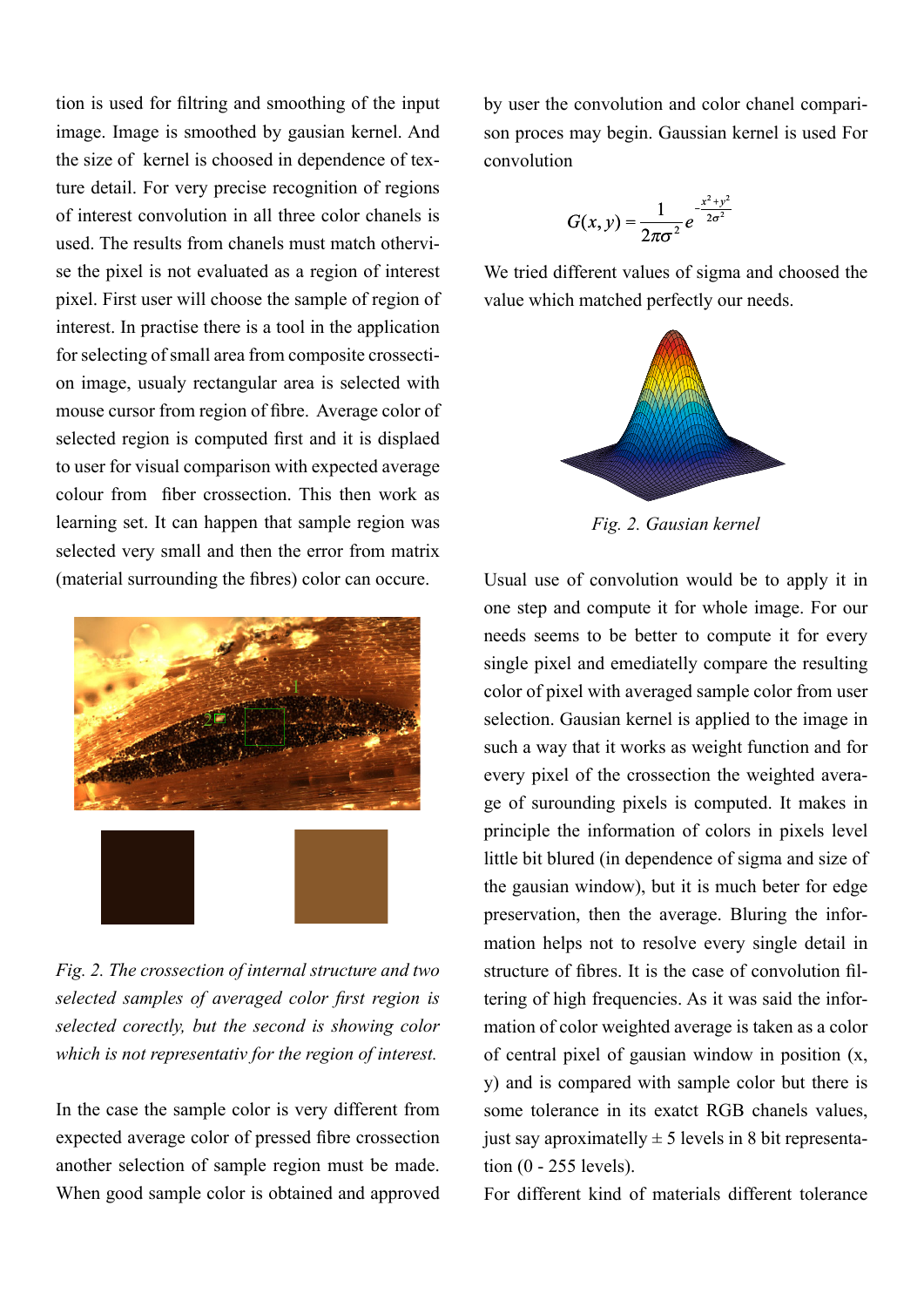tion is used for filtring and smoothing of the input image. Image is smoothed by gausian kernel. And the size of kernel is choosed in dependence of texture detail. For very precise recognition of regions of interest convolution in all three color chanels is used. The results from chanels must match othervise the pixel is not evaluated as a region of interest pixel. First user will choose the sample of region of interest. In practise there is a tool in the application for selecting of small area from composite crossection image, usualy rectangular area is selected with mouse cursor from region of fibre. Average color of selected region is computed first and it is displaed to user for visual comparison with expected average colour from fiber crossection. This then work as learning set. It can happen that sample region was selected very small and then the error from matrix (material surrounding the fibres) color can occure.

*Fig. 2. The crossection of internal structure and two selected samples of averaged color first region is selected corectly, but the second is showing color which is not representativ for the region of interest.*

In the case the sample color is very different from expected average color of pressed fibre crossection another selection of sample region must be made. When good sample color is obtained and approved by user the convolution and color chanel comparison proces may begin. Gaussian kernel is used For convolution

$$G(x, y) = \frac{1}{2\pi\sigma^2} e^{-\frac{x^2+y^2}{2\sigma^2}}$$

We tried different values of sigma and choosed the value which matched perfectly our needs.

*Fig. 2. Gausian kernel*

Usual use of convolution would be to apply it in one step and compute it for whole image. For our needs seems to be better to compute it for every single pixel and emediatelly compare the resulting color of pixel with averaged sample color from user selection. Gausian kernel is applied to the image in such a way that it works as weight function and for every pixel of the crossection the weighted average of surounding pixels is computed. It makes in principle the information of colors in pixels level little bit blured (in dependence of sigma and size of the gausian window), but it is much beter for edge preservation, then the average. Bluring the information helps not to resolve every single detail in structure of fibres. It is the case of convolution filtering of high frequencies. As it was said the information of color weighted average is taken as a color of central pixel of gausian window in position (x, y) and is compared with sample color but there is some tolerance in its exatct RGB chanels values, just say aproximatelly ± 5 levels in 8 bit representation (0 - 255 levels).

For different kind of materials different tolerance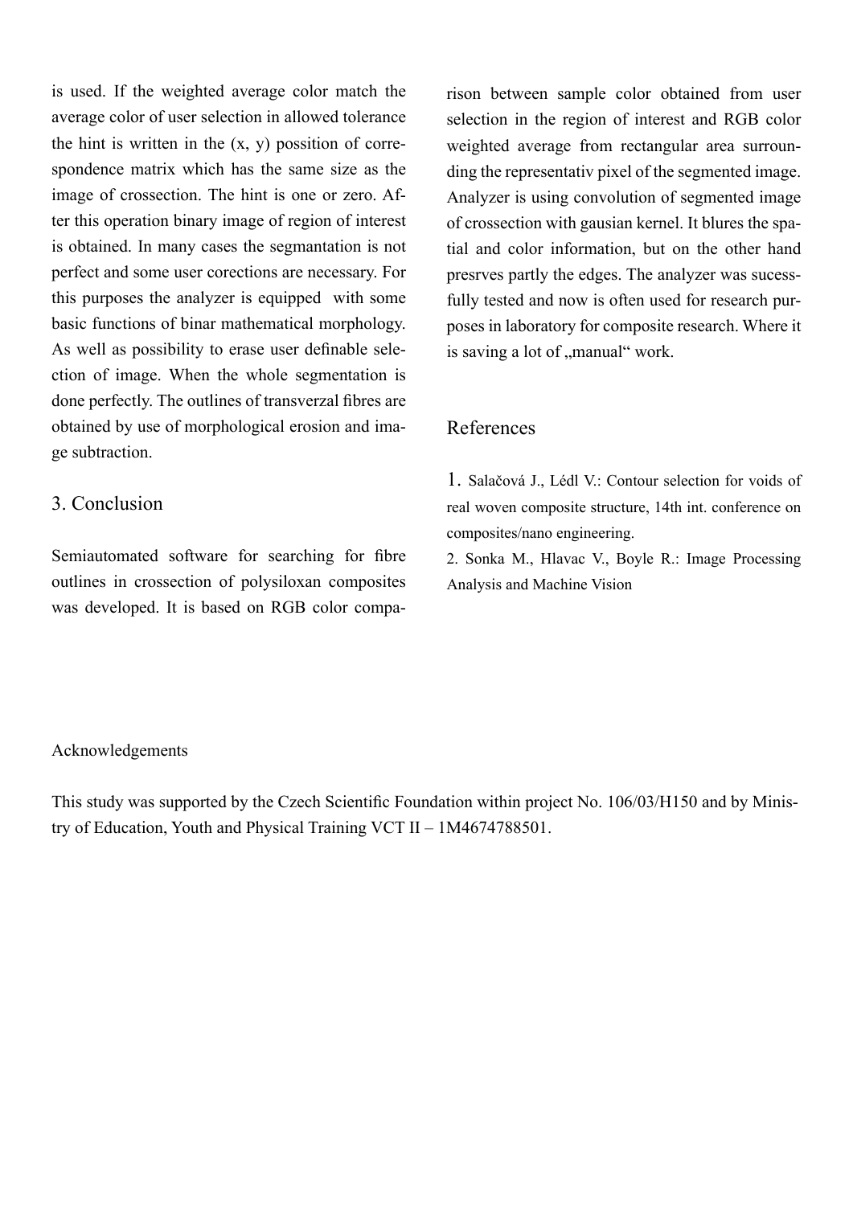is used. If the weighted average color match the average color of user selection in allowed tolerance the hint is written in the (x, y) possition of correspondence matrix which has the same size as the image of crossection. The hint is one or zero. After this operation binary image of region of interest is obtained. In many cases the segmantation is not perfect and some user corections are necessary. For this purposes the analyzer is equipped with some basic functions of binar mathematical morphology. As well as possibility to erase user definable selection of image. When the whole segmentation is done perfectly. The outlines of transverzal fibres are obtained by use of morphological erosion and image subtraction.

## 3. Conclusion

Semiautomated software for searching for fibre outlines in crossection of polysiloxan composites was developed. It is based on RGB color comparison between sample color obtained from user selection in the region of interest and RGB color weighted average from rectangular area surrounding the representativ pixel of the segmented image. Analyzer is using convolution of segmented image of crossection with gausian kernel. It blures the spatial and color information, but on the other hand presrves partly the edges. The analyzer was sucessfully tested and now is often used for research purposes in laboratory for composite research. Where it is saving a lot of „manual“ work.

## References

1. Salačová J., Lédl V.: Contour selection for voids of real woven composite structure, 14th int. conference on composites/nano engineering.
2. Sonka M., Hlavac V., Boyle R.: Image Processing Analysis and Machine Vision

Acknowledgements

This study was supported by the Czech Scientific Foundation within project No. 106/03/H150 and by Ministry of Education, Youth and Physical Training VCT II – 1M4674788501.